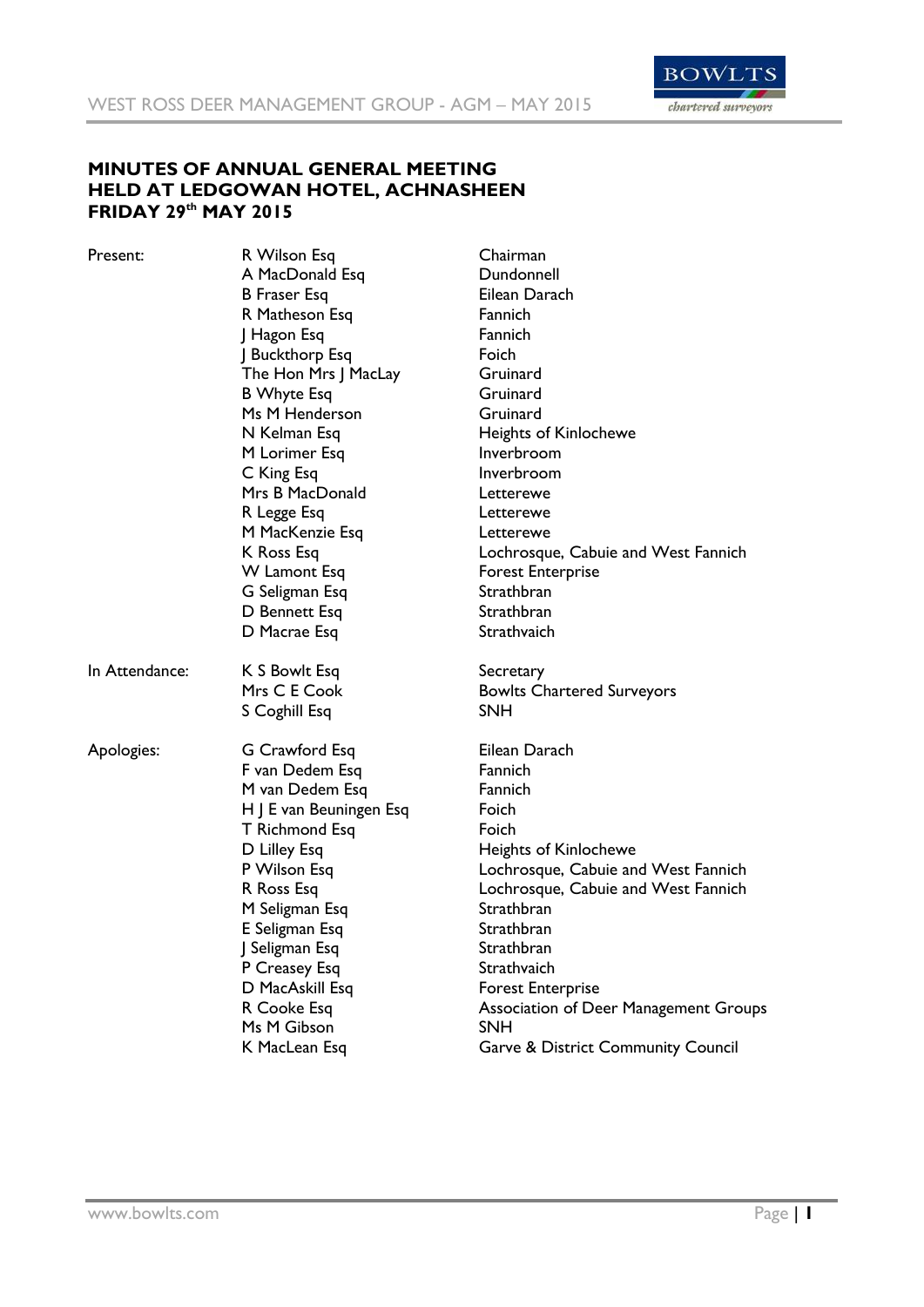# MINUTES OF ANNUAL GENERAL MEETING HELD AT LEDGOWAN HOTEL, ACHNASHEEN FRIDAY 29th MAY 2015

| | | |
|---|---|---|
| Present: | R Wilson Esq | Chairman |
| | A MacDonald Esq | Dundonnell |
| | B Fraser Esq | Eilean Darach |
| | R Matheson Esq | Fannich |
| | J Hagon Esq | Fannich |
| | J Buckthorp Esq | Foich |
| | The Hon Mrs J MacLay | Gruinard |
| | B Whyte Esq | Gruinard |
| | Ms M Henderson | Gruinard |
| | N Kelman Esq | Heights of Kinlochewe |
| | M Lorimer Esq | Inverbroom |
| | C King Esq | Inverbroom |
| | Mrs B MacDonald | Letterewe |
| | R Legge Esq | Letterewe |
| | M MacKenzie Esq | Letterewe |
| | K Ross Esq | Lochrosque, Cabuie and West Fannich |
| | W Lamont Esq | Forest Enterprise |
| | G Seligman Esq | Strathbran |
| | D Bennett Esq | Strathbran |
| | D Macrae Esq | Strathvaich |
| In Attendance: | K S Bowlt Esq | Secretary |
| | Mrs C E Cook | Bowlts Chartered Surveyors |
| | S Coghill Esq | SNH |
| Apologies: | G Crawford Esq | Eilean Darach |
| | F van Dedem Esq | Fannich |
| | M van Dedem Esq | Fannich |
| | H J E van Beuningen Esq | Foich |
| | T Richmond Esq | Foich |
| | D Lilley Esq | Heights of Kinlochewe |
| | P Wilson Esq | Lochrosque, Cabuie and West Fannich |
| | R Ross Esq | Lochrosque, Cabuie and West Fannich |
| | M Seligman Esq | Strathbran |
| | E Seligman Esq | Strathbran |
| | J Seligman Esq | Strathbran |
| | P Creasey Esq | Strathvaich |
| | D MacAskill Esq | Forest Enterprise |
| | R Cooke Esq | Association of Deer Management Groups |
| | Ms M Gibson | SNH |
| | K MacLean Esq | Garve & District Community Council |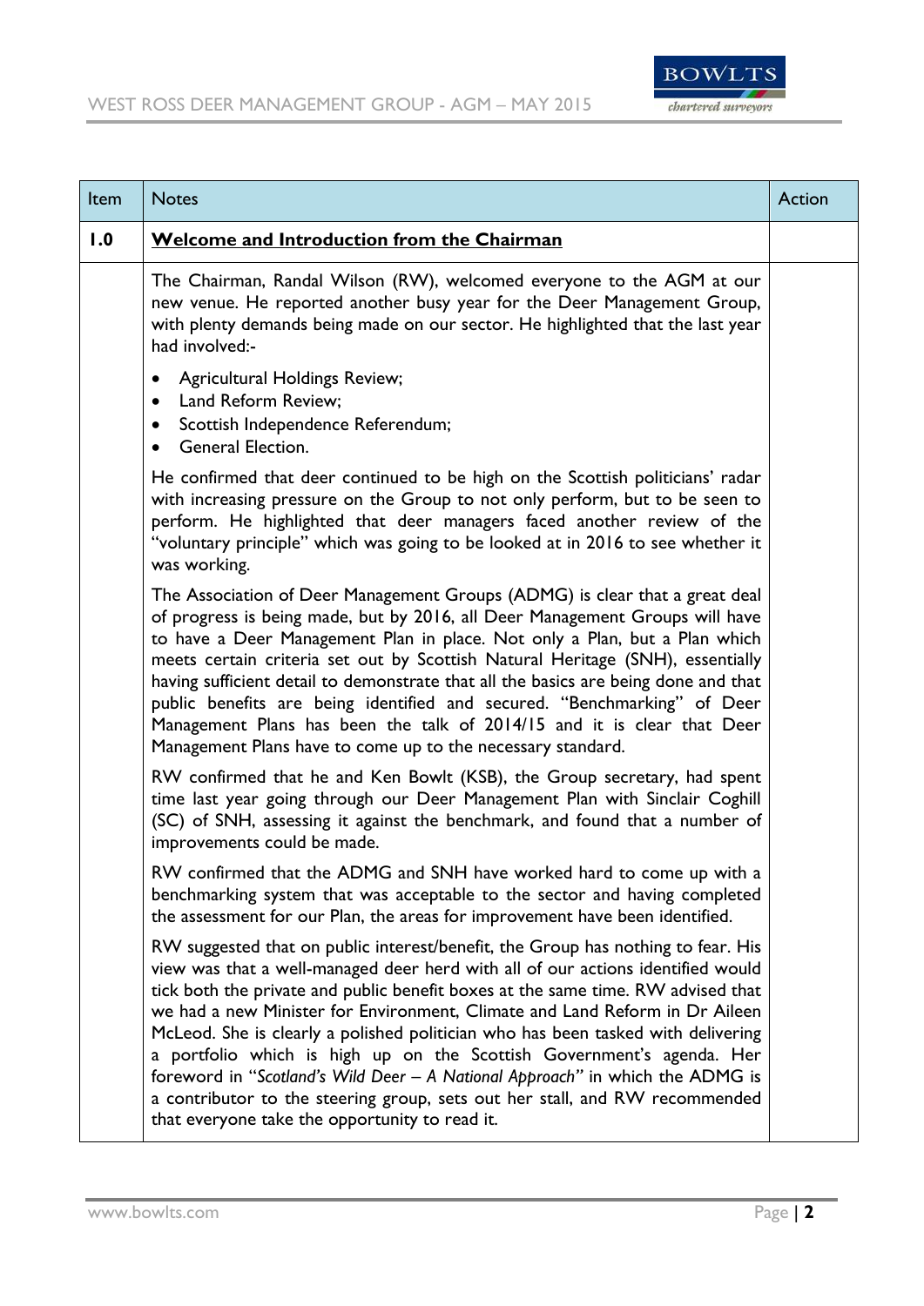| Item | Notes | Action |
|---|---|---|
| **1.0** | **Welcome and Introduction from the Chairman** | |
| | The Chairman, Randal Wilson (RW), welcomed everyone to the AGM at our new venue. He reported another busy year for the Deer Management Group, with plenty demands being made on our sector. He highlighted that the last year had involved:- <br>• Agricultural Holdings Review; <br>• Land Reform Review; <br>• Scottish Independence Referendum; <br>• General Election. <br><br>He confirmed that deer continued to be high on the Scottish politicians' radar with increasing pressure on the Group to not only perform, but to be seen to perform. He highlighted that deer managers faced another review of the "voluntary principle" which was going to be looked at in 2016 to see whether it was working. <br><br>The Association of Deer Management Groups (ADMG) is clear that a great deal of progress is being made, but by 2016, all Deer Management Groups will have to have a Deer Management Plan in place. Not only a Plan, but a Plan which meets certain criteria set out by Scottish Natural Heritage (SNH), essentially having sufficient detail to demonstrate that all the basics are being done and that public benefits are being identified and secured. "Benchmarking" of Deer Management Plans has been the talk of 2014/15 and it is clear that Deer Management Plans have to come up to the necessary standard. <br><br>RW confirmed that he and Ken Bowlt (KSB), the Group secretary, had spent time last year going through our Deer Management Plan with Sinclair Coghill (SC) of SNH, assessing it against the benchmark, and found that a number of improvements could be made. <br><br>RW confirmed that the ADMG and SNH have worked hard to come up with a benchmarking system that was acceptable to the sector and having completed the assessment for our Plan, the areas for improvement have been identified. <br><br>RW suggested that on public interest/benefit, the Group has nothing to fear. His view was that a well-managed deer herd with all of our actions identified would tick both the private and public benefit boxes at the same time. RW advised that we had a new Minister for Environment, Climate and Land Reform in Dr Aileen McLeod. She is clearly a polished politician who has been tasked with delivering a portfolio which is high up on the Scottish Government's agenda. Her foreword in "*Scotland's Wild Deer – A National Approach*" in which the ADMG is a contributor to the steering group, sets out her stall, and RW recommended that everyone take the opportunity to read it. | |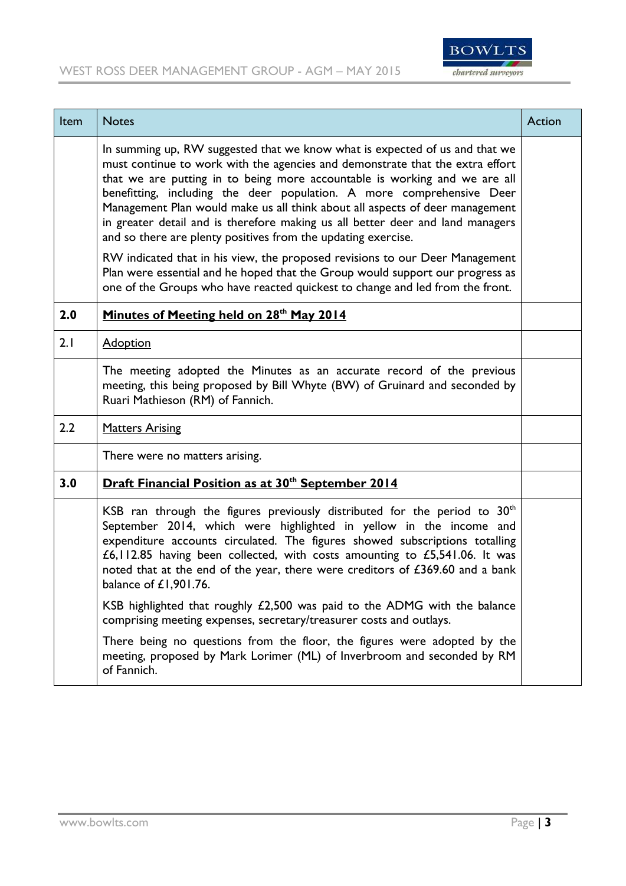| Item | Notes | Action |
|---|---|---|
| | In summing up, RW suggested that we know what is expected of us and that we must continue to work with the agencies and demonstrate that the extra effort that we are putting in to being more accountable is working and we are all benefitting, including the deer population. A more comprehensive Deer Management Plan would make us all think about all aspects of deer management in greater detail and is therefore making us all better deer and land managers and so there are plenty positives from the updating exercise.<br><br>RW indicated that in his view, the proposed revisions to our Deer Management Plan were essential and he hoped that the Group would support our progress as one of the Groups who have reacted quickest to change and led from the front. | |
| **2.0** | **Minutes of Meeting held on 28th May 2014** | |
| 2.1 | Adoption | |
| | The meeting adopted the Minutes as an accurate record of the previous meeting, this being proposed by Bill Whyte (BW) of Gruinard and seconded by Ruari Mathieson (RM) of Fannich. | |
| 2.2 | Matters Arising | |
| | There were no matters arising. | |
| **3.0** | **Draft Financial Position as at 30th September 2014** | |
| | KSB ran through the figures previously distributed for the period to 30th September 2014, which were highlighted in yellow in the income and expenditure accounts circulated. The figures showed subscriptions totalling £6,112.85 having been collected, with costs amounting to £5,541.06. It was noted that at the end of the year, there were creditors of £369.60 and a bank balance of £1,901.76.<br><br>KSB highlighted that roughly £2,500 was paid to the ADMG with the balance comprising meeting expenses, secretary/treasurer costs and outlays.<br><br>There being no questions from the floor, the figures were adopted by the meeting, proposed by Mark Lorimer (ML) of Inverbroom and seconded by RM of Fannich. | |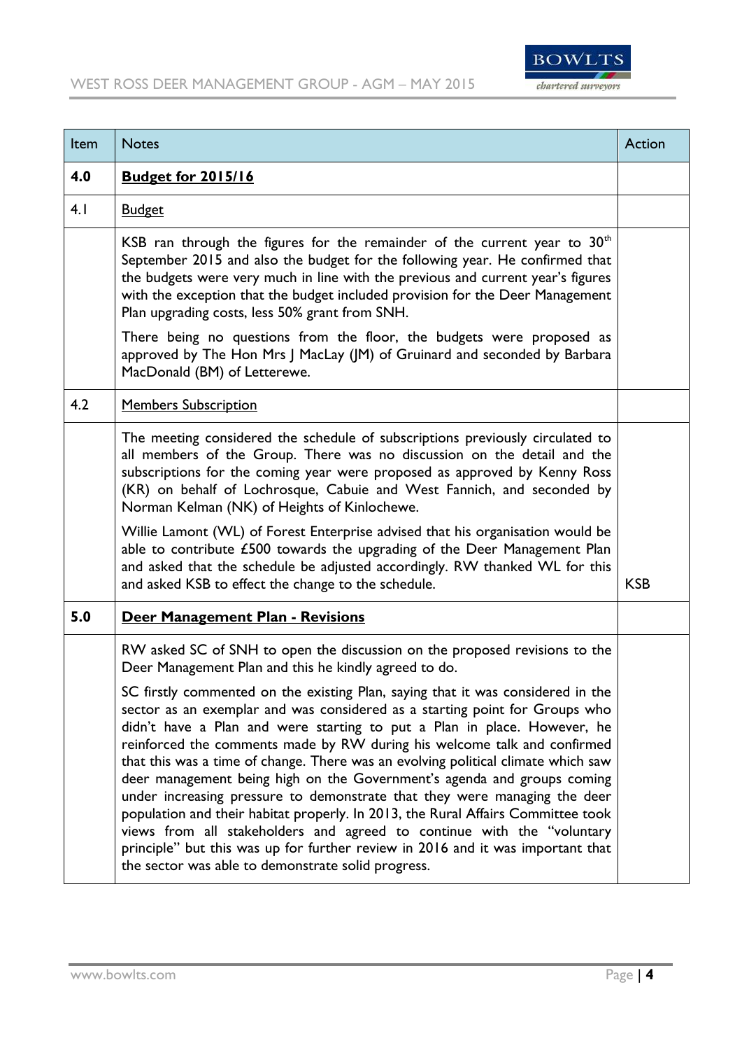| Item | Notes | Action |
|---|---|---|
| **4.0** | **<u>Budget for 2015/16</u>** | |
| 4.1 | <u>Budget</u> | |
| | KSB ran through the figures for the remainder of the current year to 30th September 2015 and also the budget for the following year. He confirmed that the budgets were very much in line with the previous and current year's figures with the exception that the budget included provision for the Deer Management Plan upgrading costs, less 50% grant from SNH.<br><br>There being no questions from the floor, the budgets were proposed as approved by The Hon Mrs J MacLay (JM) of Gruinard and seconded by Barbara MacDonald (BM) of Letterewe. | |
| 4.2 | <u>Members Subscription</u> | |
| | The meeting considered the schedule of subscriptions previously circulated to all members of the Group. There was no discussion on the detail and the subscriptions for the coming year were proposed as approved by Kenny Ross (KR) on behalf of Lochrosque, Cabuie and West Fannich, and seconded by Norman Kelman (NK) of Heights of Kinlochewe.<br><br>Willie Lamont (WL) of Forest Enterprise advised that his organisation would be able to contribute £500 towards the upgrading of the Deer Management Plan and asked that the schedule be adjusted accordingly. RW thanked WL for this and asked KSB to effect the change to the schedule. | KSB |
| **5.0** | **<u>Deer Management Plan - Revisions</u>** | |
| | RW asked SC of SNH to open the discussion on the proposed revisions to the Deer Management Plan and this he kindly agreed to do.<br><br>SC firstly commented on the existing Plan, saying that it was considered in the sector as an exemplar and was considered as a starting point for Groups who didn't have a Plan and were starting to put a Plan in place. However, he reinforced the comments made by RW during his welcome talk and confirmed that this was a time of change. There was an evolving political climate which saw deer management being high on the Government's agenda and groups coming under increasing pressure to demonstrate that they were managing the deer population and their habitat properly. In 2013, the Rural Affairs Committee took views from all stakeholders and agreed to continue with the "voluntary principle" but this was up for further review in 2016 and it was important that the sector was able to demonstrate solid progress. | |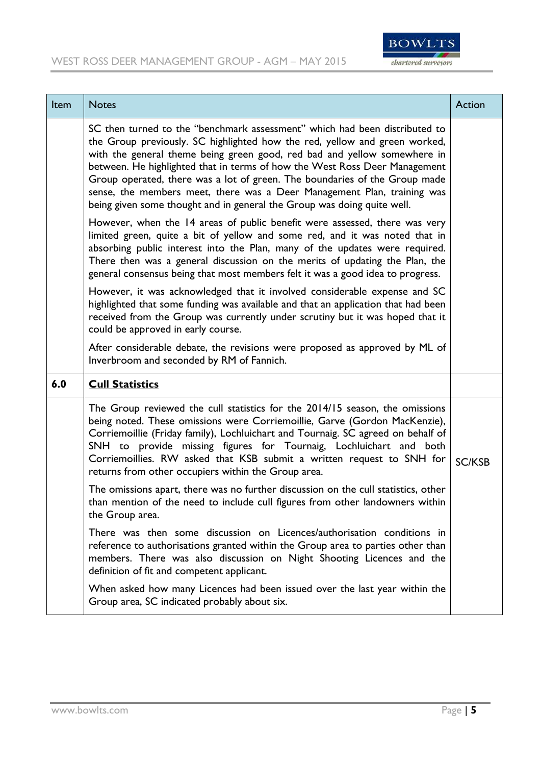| Item | Notes | Action |
|---|---|---|
| | SC then turned to the "benchmark assessment" which had been distributed to the Group previously. SC highlighted how the red, yellow and green worked, with the general theme being green good, red bad and yellow somewhere in between. He highlighted that in terms of how the West Ross Deer Management Group operated, there was a lot of green. The boundaries of the Group made sense, the members meet, there was a Deer Management Plan, training was being given some thought and in general the Group was doing quite well.<br><br>However, when the 14 areas of public benefit were assessed, there was very limited green, quite a bit of yellow and some red, and it was noted that in absorbing public interest into the Plan, many of the updates were required. There then was a general discussion on the merits of updating the Plan, the general consensus being that most members felt it was a good idea to progress.<br><br>However, it was acknowledged that it involved considerable expense and SC highlighted that some funding was available and that an application that had been received from the Group was currently under scrutiny but it was hoped that it could be approved in early course.<br><br>After considerable debate, the revisions were proposed as approved by ML of Inverbroom and seconded by RM of Fannich. | |
| **6.0** | **<u>Cull Statistics</u>** | |
| | The Group reviewed the cull statistics for the 2014/15 season, the omissions being noted. These omissions were Corriemoillie, Garve (Gordon MacKenzie), Corriemoillie (Friday family), Lochluichart and Tournaig. SC agreed on behalf of SNH to provide missing figures for Tournaig, Lochluichart and both Corriemoillies. RW asked that KSB submit a written request to SNH for returns from other occupiers within the Group area.<br><br>The omissions apart, there was no further discussion on the cull statistics, other than mention of the need to include cull figures from other landowners within the Group area.<br><br>There was then some discussion on Licences/authorisation conditions in reference to authorisations granted within the Group area to parties other than members. There was also discussion on Night Shooting Licences and the definition of fit and competent applicant.<br><br>When asked how many Licences had been issued over the last year within the Group area, SC indicated probably about six. | SC/KSB |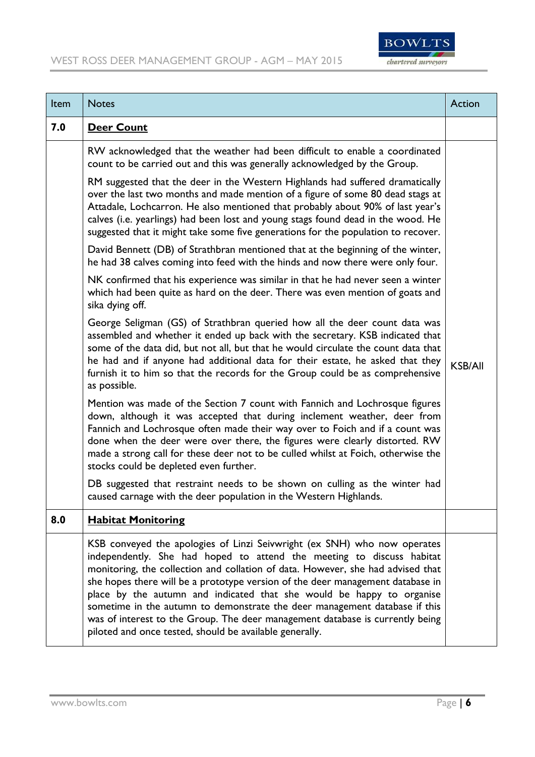| Item | Notes | Action |
|---|---|---|
| **7.0** | **Deer Count** | |
| | RW acknowledged that the weather had been difficult to enable a coordinated count to be carried out and this was generally acknowledged by the Group. <br><br> RM suggested that the deer in the Western Highlands had suffered dramatically over the last two months and made mention of a figure of some 80 dead stags at Attadale, Lochcarron. He also mentioned that probably about 90% of last year's calves (i.e. yearlings) had been lost and young stags found dead in the wood. He suggested that it might take some five generations for the population to recover. <br><br> David Bennett (DB) of Strathbran mentioned that at the beginning of the winter, he had 38 calves coming into feed with the hinds and now there were only four. <br><br> NK confirmed that his experience was similar in that he had never seen a winter which had been quite as hard on the deer. There was even mention of goats and sika dying off. <br><br> George Seligman (GS) of Strathbran queried how all the deer count data was assembled and whether it ended up back with the secretary. KSB indicated that some of the data did, but not all, but that he would circulate the count data that he had and if anyone had additional data for their estate, he asked that they furnish it to him so that the records for the Group could be as comprehensive as possible. <br><br> Mention was made of the Section 7 count with Fannich and Lochrosque figures down, although it was accepted that during inclement weather, deer from Fannich and Lochrosque often made their way over to Foich and if a count was done when the deer were over there, the figures were clearly distorted. RW made a strong call for these deer not to be culled whilst at Foich, otherwise the stocks could be depleted even further. <br><br> DB suggested that restraint needs to be shown on culling as the winter had caused carnage with the deer population in the Western Highlands. | KSB/All |
| **8.0** | **Habitat Monitoring** | |
| | KSB conveyed the apologies of Linzi Seivwright (ex SNH) who now operates independently. She had hoped to attend the meeting to discuss habitat monitoring, the collection and collation of data. However, she had advised that she hopes there will be a prototype version of the deer management database in place by the autumn and indicated that she would be happy to organise sometime in the autumn to demonstrate the deer management database if this was of interest to the Group. The deer management database is currently being piloted and once tested, should be available generally. | |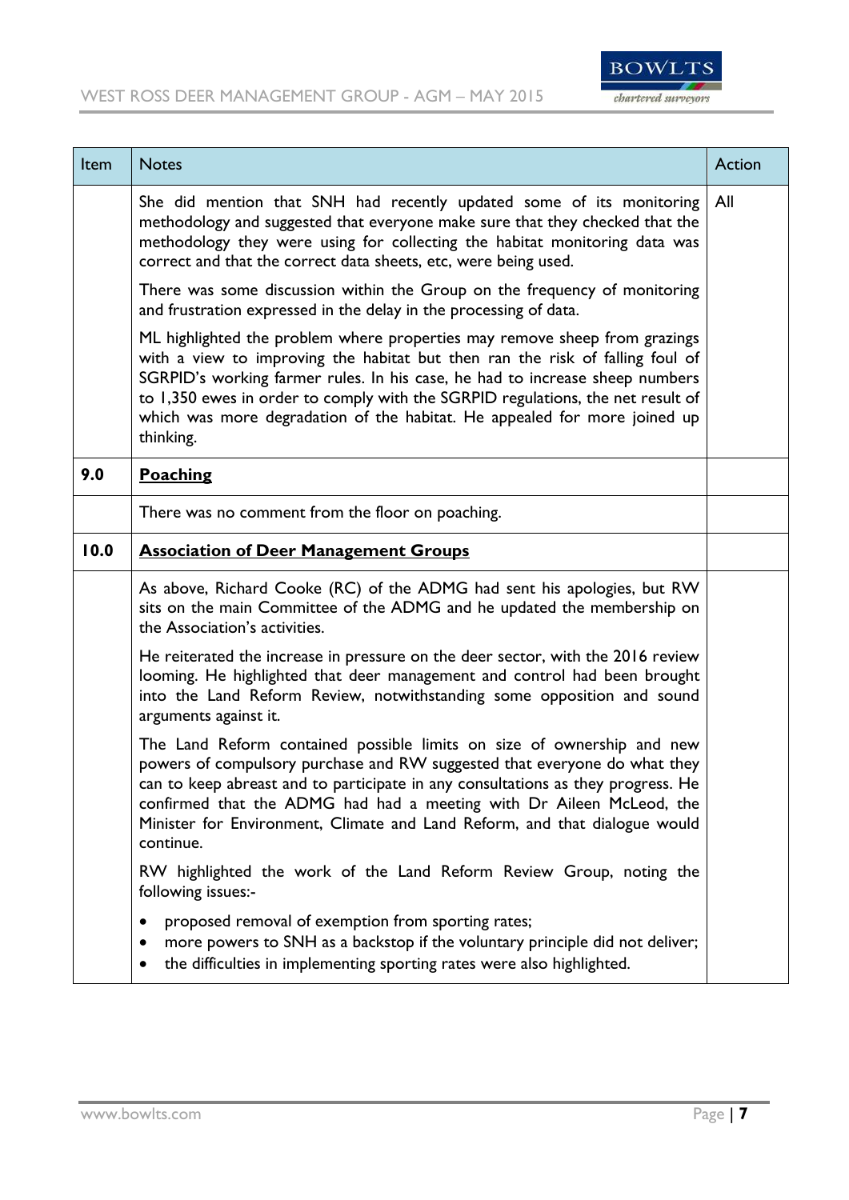| Item | Notes | Action |
|---|---|---|
| | She did mention that SNH had recently updated some of its monitoring methodology and suggested that everyone make sure that they checked that the methodology they were using for collecting the habitat monitoring data was correct and that the correct data sheets, etc, were being used.<br><br>There was some discussion within the Group on the frequency of monitoring and frustration expressed in the delay in the processing of data.<br><br>ML highlighted the problem where properties may remove sheep from grazings with a view to improving the habitat but then ran the risk of falling foul of SGRPID's working farmer rules. In his case, he had to increase sheep numbers to 1,350 ewes in order to comply with the SGRPID regulations, the net result of which was more degradation of the habitat. He appealed for more joined up thinking. | All |
| **9.0** | **Poaching** | |
| | There was no comment from the floor on poaching. | |
| **10.0** | **Association of Deer Management Groups** | |
| | As above, Richard Cooke (RC) of the ADMG had sent his apologies, but RW sits on the main Committee of the ADMG and he updated the membership on the Association's activities.<br><br>He reiterated the increase in pressure on the deer sector, with the 2016 review looming. He highlighted that deer management and control had been brought into the Land Reform Review, notwithstanding some opposition and sound arguments against it.<br><br>The Land Reform contained possible limits on size of ownership and new powers of compulsory purchase and RW suggested that everyone do what they can to keep abreast and to participate in any consultations as they progress. He confirmed that the ADMG had had a meeting with Dr Aileen McLeod, the Minister for Environment, Climate and Land Reform, and that dialogue would continue.<br><br>RW highlighted the work of the Land Reform Review Group, noting the following issues:-<br><br>• proposed removal of exemption from sporting rates;<br>• more powers to SNH as a backstop if the voluntary principle did not deliver;<br>• the difficulties in implementing sporting rates were also highlighted. | |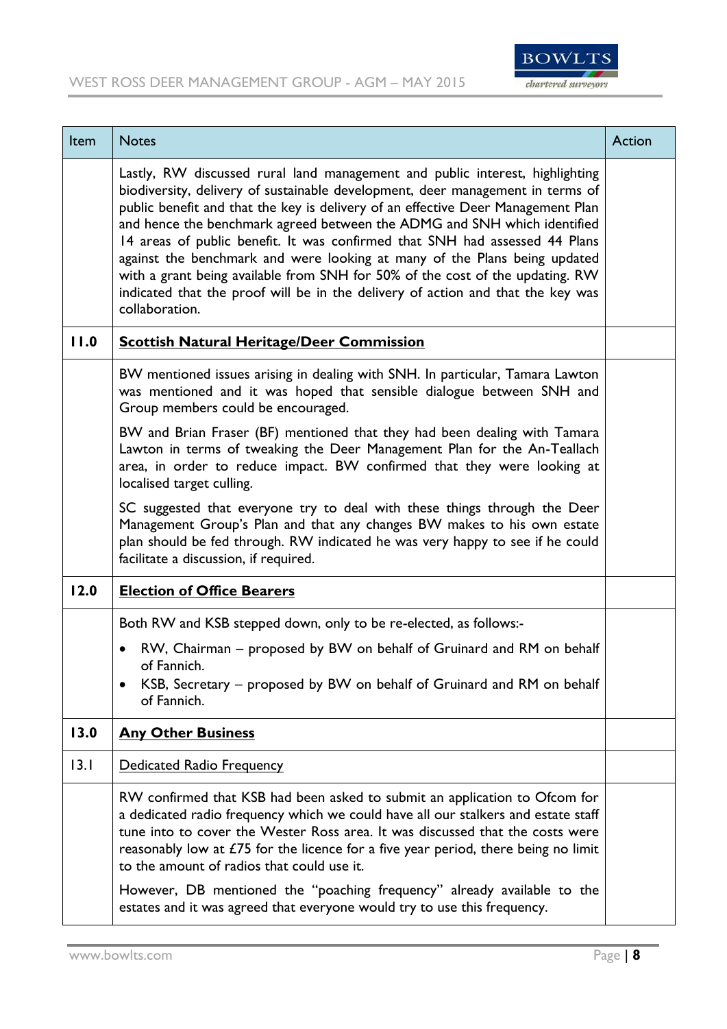| Item | Notes | Action |
|---|---|---|
| | Lastly, RW discussed rural land management and public interest, highlighting biodiversity, delivery of sustainable development, deer management in terms of public benefit and that the key is delivery of an effective Deer Management Plan and hence the benchmark agreed between the ADMG and SNH which identified 14 areas of public benefit. It was confirmed that SNH had assessed 44 Plans against the benchmark and were looking at many of the Plans being updated with a grant being available from SNH for 50% of the cost of the updating. RW indicated that the proof will be in the delivery of action and that the key was collaboration. | |
| **11.0** | **<u>Scottish Natural Heritage/Deer Commission</u>** | |
| | BW mentioned issues arising in dealing with SNH. In particular, Tamara Lawton was mentioned and it was hoped that sensible dialogue between SNH and Group members could be encouraged.<br><br>BW and Brian Fraser (BF) mentioned that they had been dealing with Tamara Lawton in terms of tweaking the Deer Management Plan for the An-Teallach area, in order to reduce impact. BW confirmed that they were looking at localised target culling.<br><br>SC suggested that everyone try to deal with these things through the Deer Management Group's Plan and that any changes BW makes to his own estate plan should be fed through. RW indicated he was very happy to see if he could facilitate a discussion, if required. | |
| **12.0** | **<u>Election of Office Bearers</u>** | |
| | Both RW and KSB stepped down, only to be re-elected, as follows:-<br><br>• RW, Chairman – proposed by BW on behalf of Gruinard and RM on behalf of Fannich.<br>• KSB, Secretary – proposed by BW on behalf of Gruinard and RM on behalf of Fannich. | |
| **13.0** | **<u>Any Other Business</u>** | |
| 13.1 | <u>Dedicated Radio Frequency</u> | |
| | RW confirmed that KSB had been asked to submit an application to Ofcom for a dedicated radio frequency which we could have all our stalkers and estate staff tune into to cover the Wester Ross area. It was discussed that the costs were reasonably low at £75 for the licence for a five year period, there being no limit to the amount of radios that could use it.<br><br>However, DB mentioned the "poaching frequency" already available to the estates and it was agreed that everyone would try to use this frequency. | |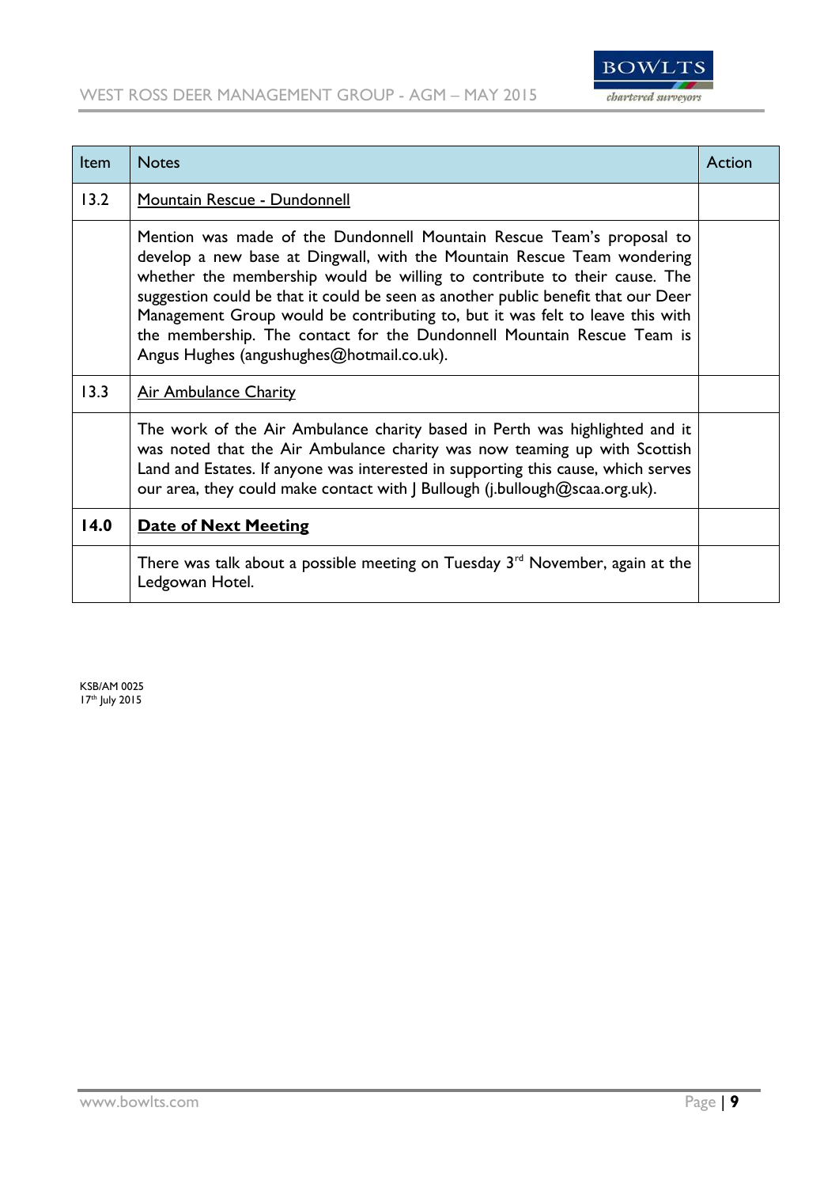| Item | Notes | Action |
|---|---|---|
| 13.2 | Mountain Rescue - Dundonnell | |
| | Mention was made of the Dundonnell Mountain Rescue Team's proposal to develop a new base at Dingwall, with the Mountain Rescue Team wondering whether the membership would be willing to contribute to their cause. The suggestion could be that it could be seen as another public benefit that our Deer Management Group would be contributing to, but it was felt to leave this with the membership. The contact for the Dundonnell Mountain Rescue Team is Angus Hughes (angushughes@hotmail.co.uk). | |
| 13.3 | Air Ambulance Charity | |
| | The work of the Air Ambulance charity based in Perth was highlighted and it was noted that the Air Ambulance charity was now teaming up with Scottish Land and Estates. If anyone was interested in supporting this cause, which serves our area, they could make contact with J Bullough (j.bullough@scaa.org.uk). | |
| **14.0** | **Date of Next Meeting** | |
| | There was talk about a possible meeting on Tuesday 3rd November, again at the Ledgowan Hotel. | |

KSB/AM 0025
17th July 2015